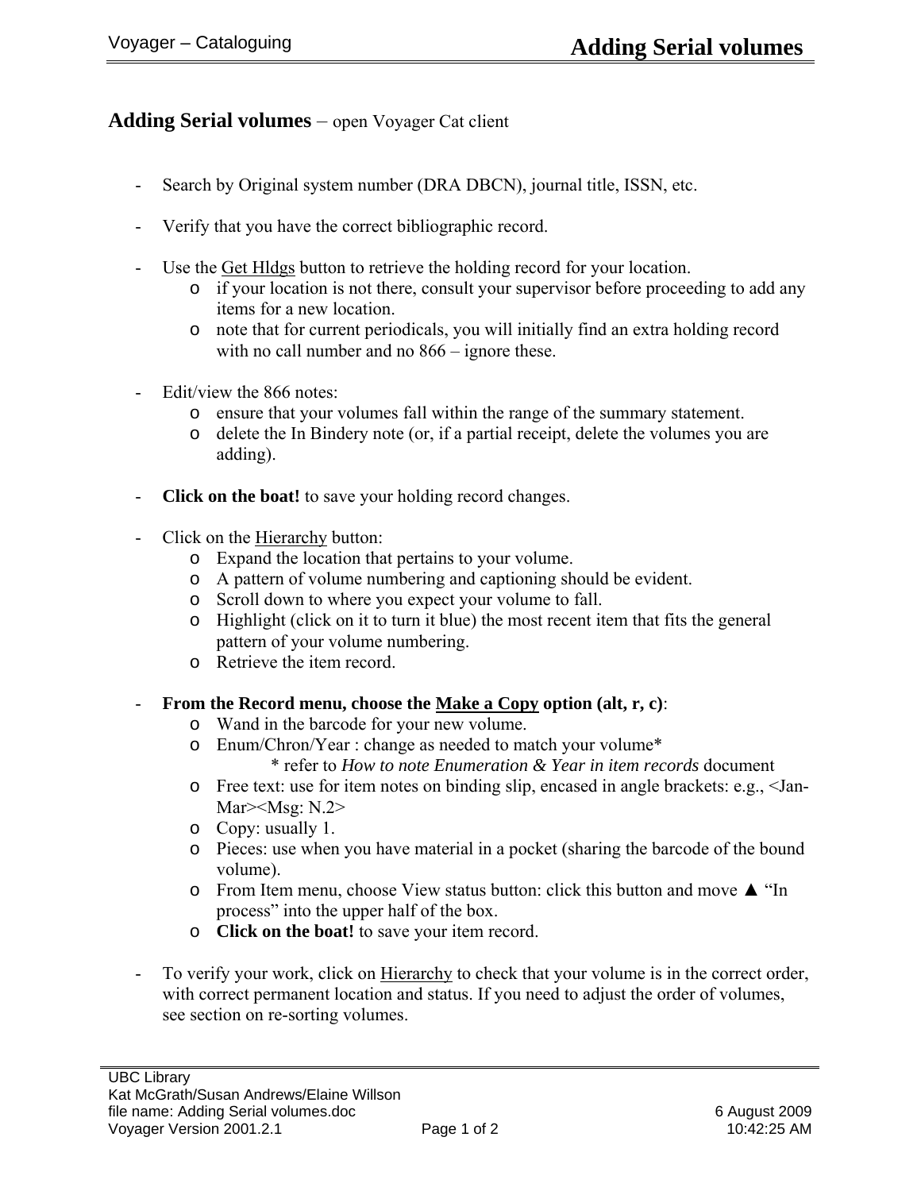# Adding Serial volumes – open Voyager Cat client

- Search by Original system number (DRA DBCN), journal title, ISSN, etc.

- Verify that you have the correct bibliographic record.

- Use the <u>Get Hldgs</u> button to retrieve the holding record for your location.
  - if your location is not there, consult your supervisor before proceeding to add any items for a new location.
  - note that for current periodicals, you will initially find an extra holding record with no call number and no 866 – ignore these.

- Edit/view the 866 notes:
  - ensure that your volumes fall within the range of the summary statement.
  - delete the In Bindery note (or, if a partial receipt, delete the volumes you are adding).

- **Click on the boat!** to save your holding record changes.

- Click on the <u>Hierarchy</u> button:
  - Expand the location that pertains to your volume.
  - A pattern of volume numbering and captioning should be evident.
  - Scroll down to where you expect your volume to fall.
  - Highlight (click on it to turn it blue) the most recent item that fits the general pattern of your volume numbering.
  - Retrieve the item record.

- **From the Record menu, choose the <u>Make a Copy</u> option (alt, r, c)**:
  - Wand in the barcode for your new volume.
  - Enum/Chron/Year : change as needed to match your volume*
    - \* refer to *How to note Enumeration & Year in item records* document
  - Free text: use for item notes on binding slip, encased in angle brackets: e.g., <Jan-Mar><Msg: N.2>
  - Copy: usually 1.
  - Pieces: use when you have material in a pocket (sharing the barcode of the bound volume).
  - From Item menu, choose View status button: click this button and move ▲ "In process" into the upper half of the box.
  - **Click on the boat!** to save your item record.

- To verify your work, click on <u>Hierarchy</u> to check that your volume is in the correct order, with correct permanent location and status. If you need to adjust the order of volumes, see section on re-sorting volumes.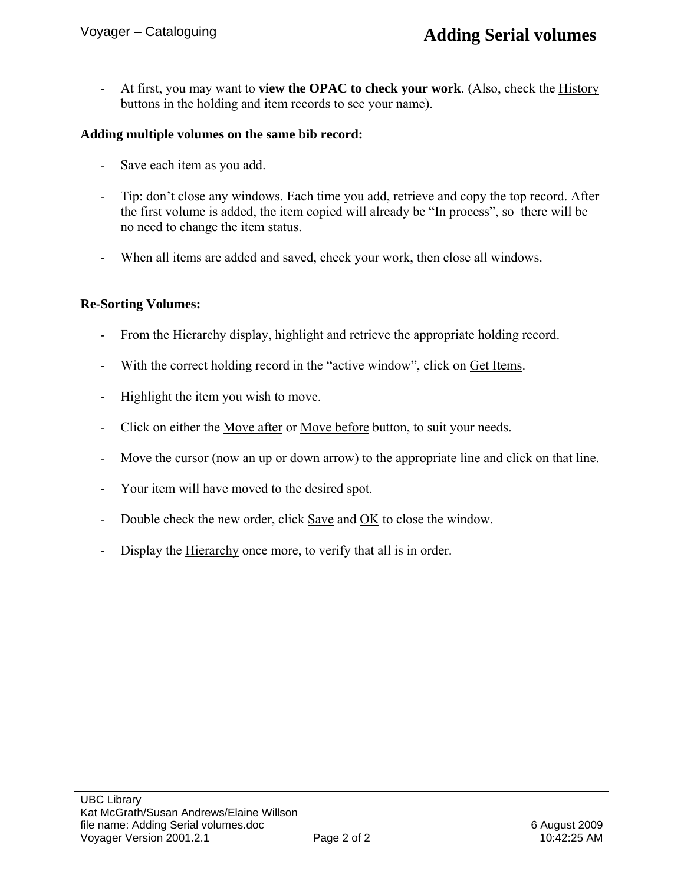- At first, you may want to **view the OPAC to check your work**. (Also, check the History buttons in the holding and item records to see your name).

**Adding multiple volumes on the same bib record:**

- Save each item as you add.

- Tip: don't close any windows. Each time you add, retrieve and copy the top record. After the first volume is added, the item copied will already be "In process", so there will be no need to change the item status.

- When all items are added and saved, check your work, then close all windows.

**Re-Sorting Volumes:**

- From the Hierarchy display, highlight and retrieve the appropriate holding record.

- With the correct holding record in the "active window", click on Get Items.

- Highlight the item you wish to move.

- Click on either the Move after or Move before button, to suit your needs.

- Move the cursor (now an up or down arrow) to the appropriate line and click on that line.

- Your item will have moved to the desired spot.

- Double check the new order, click Save and OK to close the window.

- Display the Hierarchy once more, to verify that all is in order.